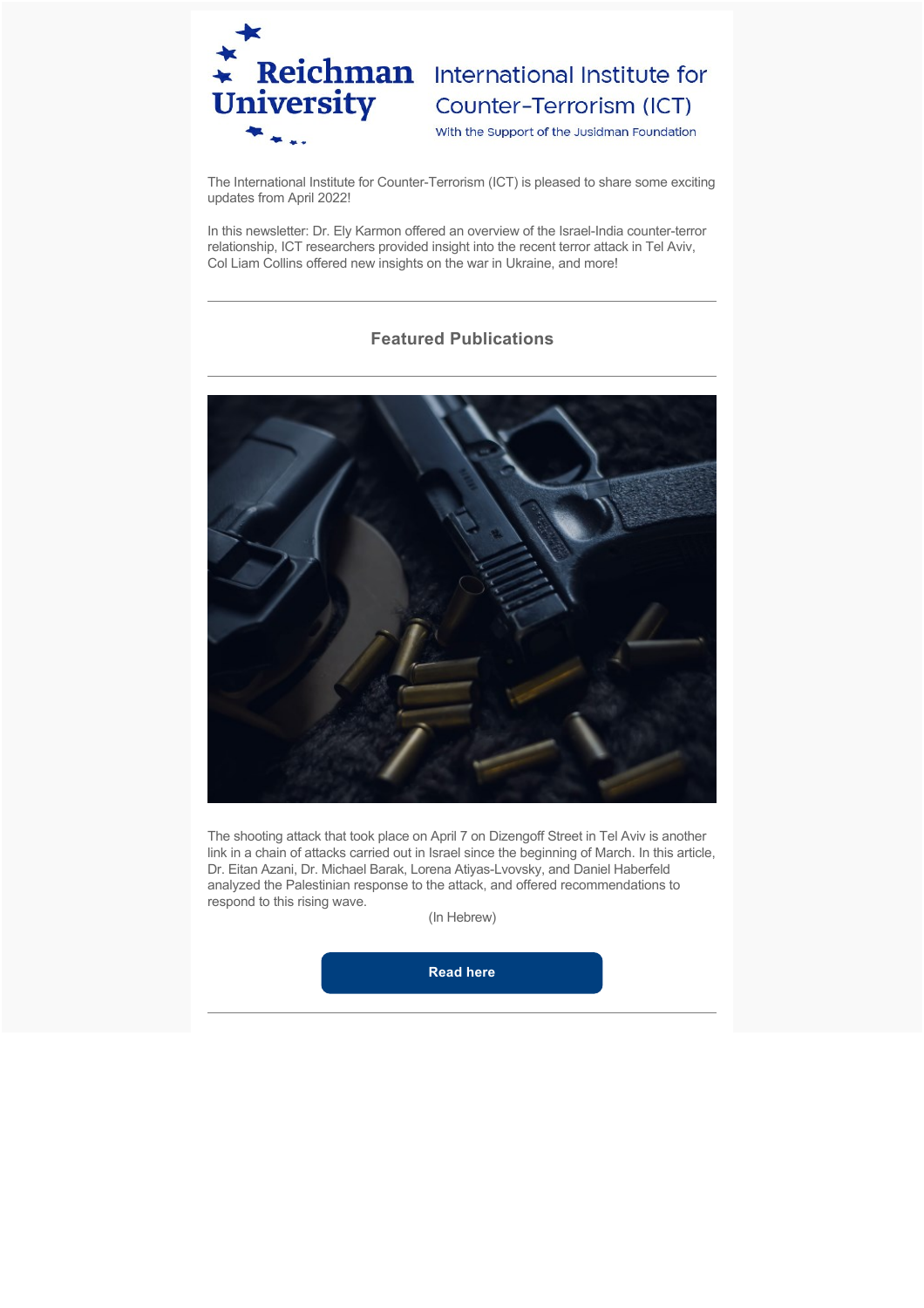Reichman University

International Institute for Counter-Terrorism (ICT)

With the Support of the Jusidman Foundation

The International Institute for Counter-Terrorism (ICT) is pleased to share some exciting updates from April 2022!

In this newsletter: Dr. Ely Karmon offered an overview of the Israel-India counter-terror relationship, ICT researchers provided insight into the recent terror attack in Tel Aviv, Col Liam Collins offered new insights on the war in Ukraine, and more!

---

## Featured Publications

---

The shooting attack that took place on April 7 on Dizengoff Street in Tel Aviv is another link in a chain of attacks carried out in Israel since the beginning of March. In this article, Dr. Eitan Azani, Dr. Michael Barak, Lorena Atiyas-Lvovsky, and Daniel Haberfeld analyzed the Palestinian response to the attack, and offered recommendations to respond to this rising wave.

(In Hebrew)

**Read here**

---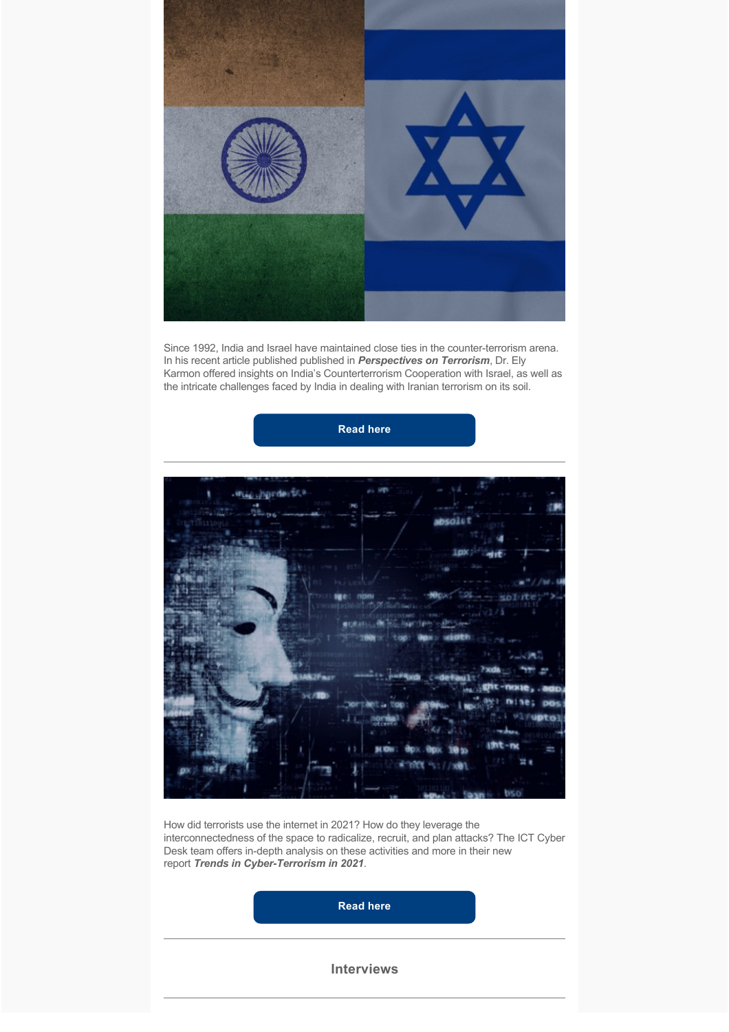Since 1992, India and Israel have maintained close ties in the counter-terrorism arena. In his recent article published published in ***Perspectives on Terrorism***, Dr. Ely Karmon offered insights on India's Counterterrorism Cooperation with Israel, as well as the intricate challenges faced by India in dealing with Iranian terrorism on its soil.

**Read here**

---

How did terrorists use the internet in 2021? How do they leverage the interconnectedness of the space to radicalize, recruit, and plan attacks? The ICT Cyber Desk team offers in-depth analysis on these activities and more in their new report ***Trends in Cyber-Terrorism in 2021***.

**Read here**

---

## Interviews

---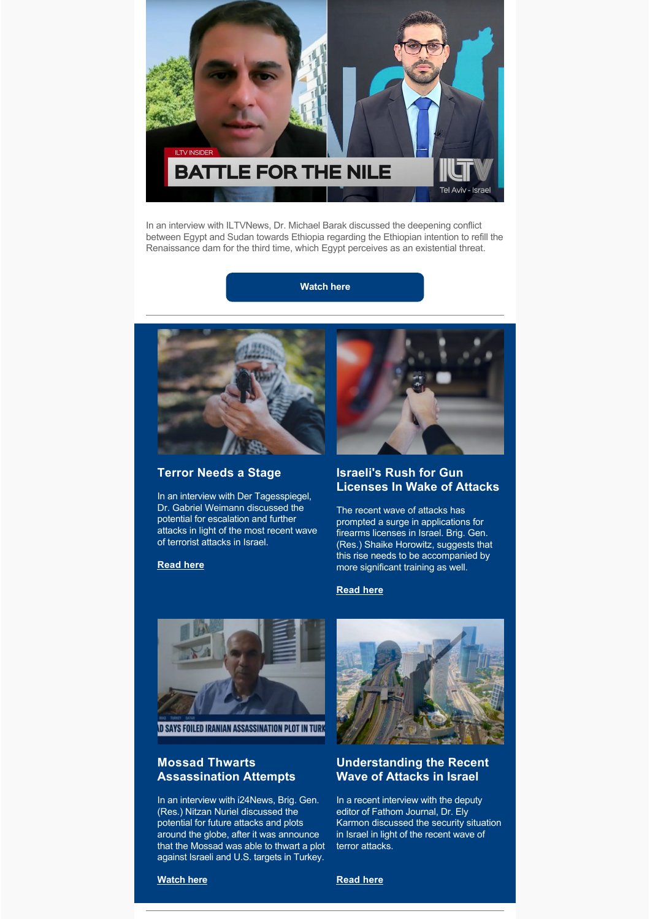In an interview with ILTVNews, Dr. Michael Barak discussed the deepening conflict between Egypt and Sudan towards Ethiopia regarding the Ethiopian intention to refill the Renaissance dam for the third time, which Egypt perceives as an existential threat.

Watch here

---

### Terror Needs a Stage

In an interview with Der Tagesspiegel, Dr. Gabriel Weimann discussed the potential for escalation and further attacks in light of the most recent wave of terrorist attacks in Israel.

**Read here**

### Israeli's Rush for Gun Licenses In Wake of Attacks

The recent wave of attacks has prompted a surge in applications for firearms licenses in Israel. Brig. Gen. (Res.) Shaike Horowitz, suggests that this rise needs to be accompanied by more significant training as well.

**Read here**

### Mossad Thwarts Assassination Attempts

In an interview with i24News, Brig. Gen. (Res.) Nitzan Nuriel discussed the potential for future attacks and plots around the globe, after it was announce that the Mossad was able to thwart a plot against Israeli and U.S. targets in Turkey.

**Watch here**

### Understanding the Recent Wave of Attacks in Israel

In a recent interview with the deputy editor of Fathom Journal, Dr. Ely Karmon discussed the security situation in Israel in light of the recent wave of terror attacks.

**Read here**

---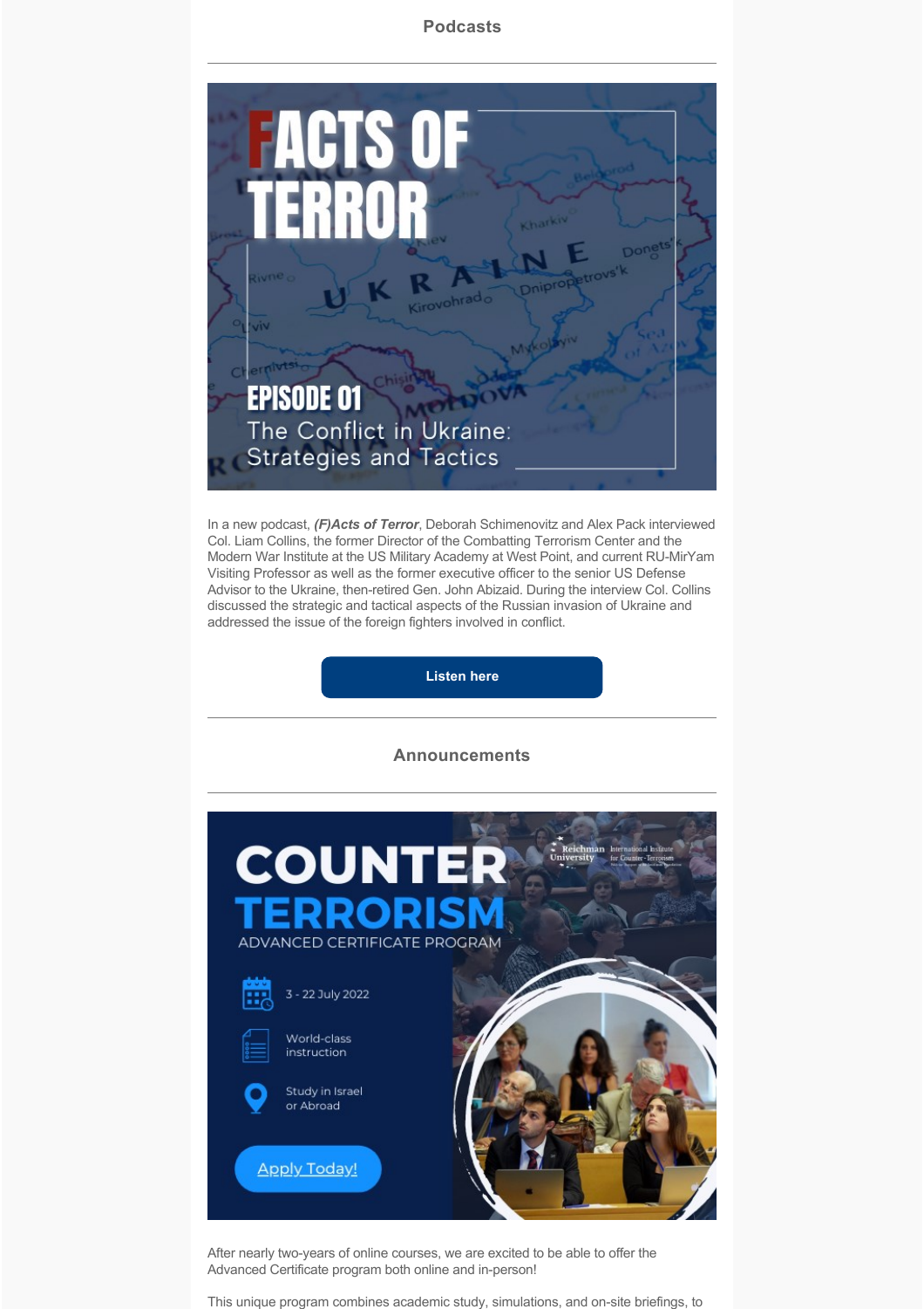## Podcasts

In a new podcast, ***(F)Acts of Terror***, Deborah Schimenovitz and Alex Pack interviewed Col. Liam Collins, the former Director of the Combatting Terrorism Center and the Modern War Institute at the US Military Academy at West Point, and current RU-MirYam Visiting Professor as well as the former executive officer to the senior US Defense Advisor to the Ukraine, then-retired Gen. John Abizaid. During the interview Col. Collins discussed the strategic and tactical aspects of the Russian invasion of Ukraine and addressed the issue of the foreign fighters involved in conflict.

**Listen here**

## Announcements

After nearly two-years of online courses, we are excited to be able to offer the Advanced Certificate program both online and in-person!

This unique program combines academic study, simulations, and on-site briefings, to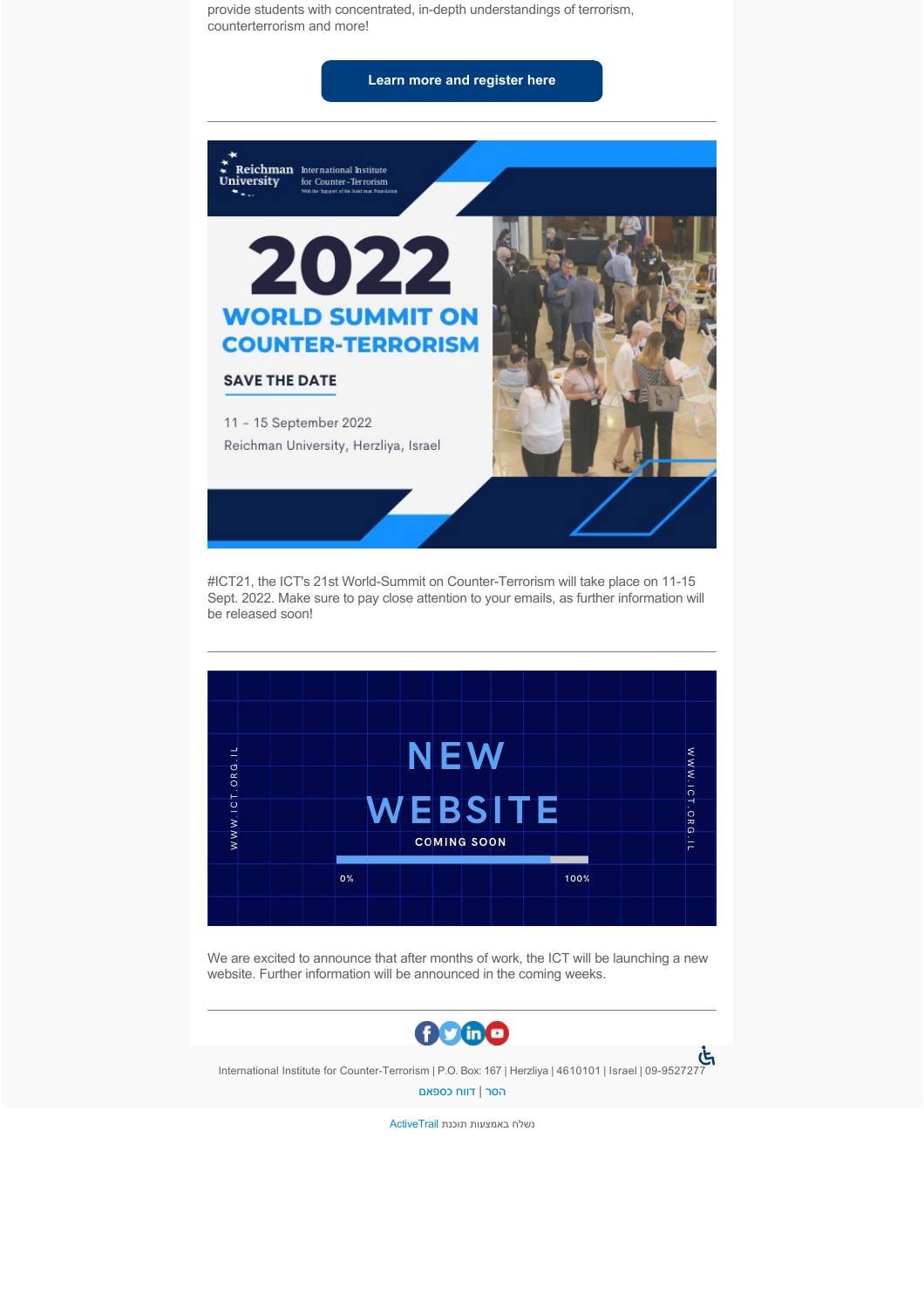provide students with concentrated, in-depth understandings of terrorism, counterterrorism and more!

**Learn more and register here**

---

Reichman University | International Institute for Counter-Terrorism | With the Support of the Sold man Foundation

# 2022

## WORLD SUMMIT ON COUNTER-TERRORISM

**SAVE THE DATE**

11 - 15 September 2022

Reichman University, Herzliya, Israel

#ICT21, the ICT's 21st World-Summit on Counter-Terrorism will take place on 11-15 Sept. 2022. Make sure to pay close attention to your emails, as further information will be released soon!

---

WWW.ICT.ORG.IL

## NEW WEBSITE

COMING SOON

0%

100%

WWW.ICT.ORG.IL

We are excited to announce that after months of work, the ICT will be launching a new website. Further information will be announced in the coming weeks.

---

International Institute for Counter-Terrorism | P.O. Box: 167 | Herzliya | 4610101 | Israel | 09-9527277

הסר | דווח כספאם

נשלח באמצעות תוכנת ActiveTrail